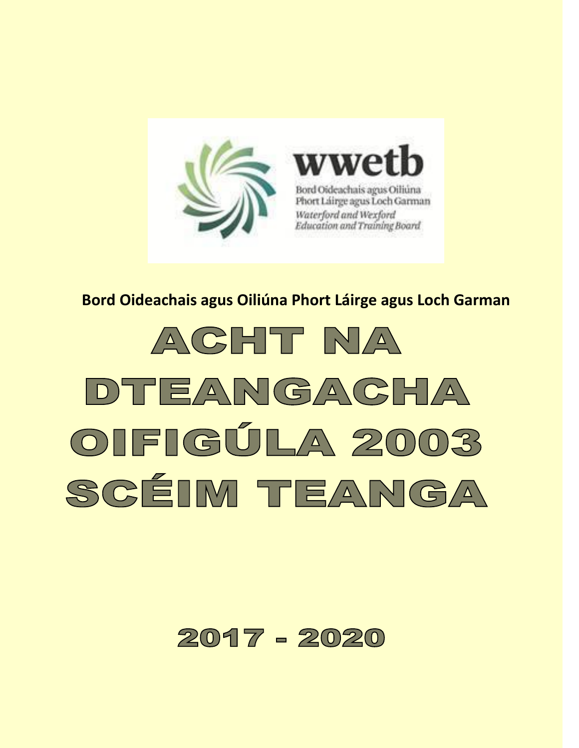wwetb

Bord Oideachais agus Oiliúna Phort Láirge agus Loch Garman

*Waterford and Wexford Education and Training Board*

**Bord Oideachais agus Oiliúna Phort Láirge agus Loch Garman**

# ACHT NA DTEANGACHA OIFIGÚLA 2003 SCÉIM TEANGA

## 2017 - 2020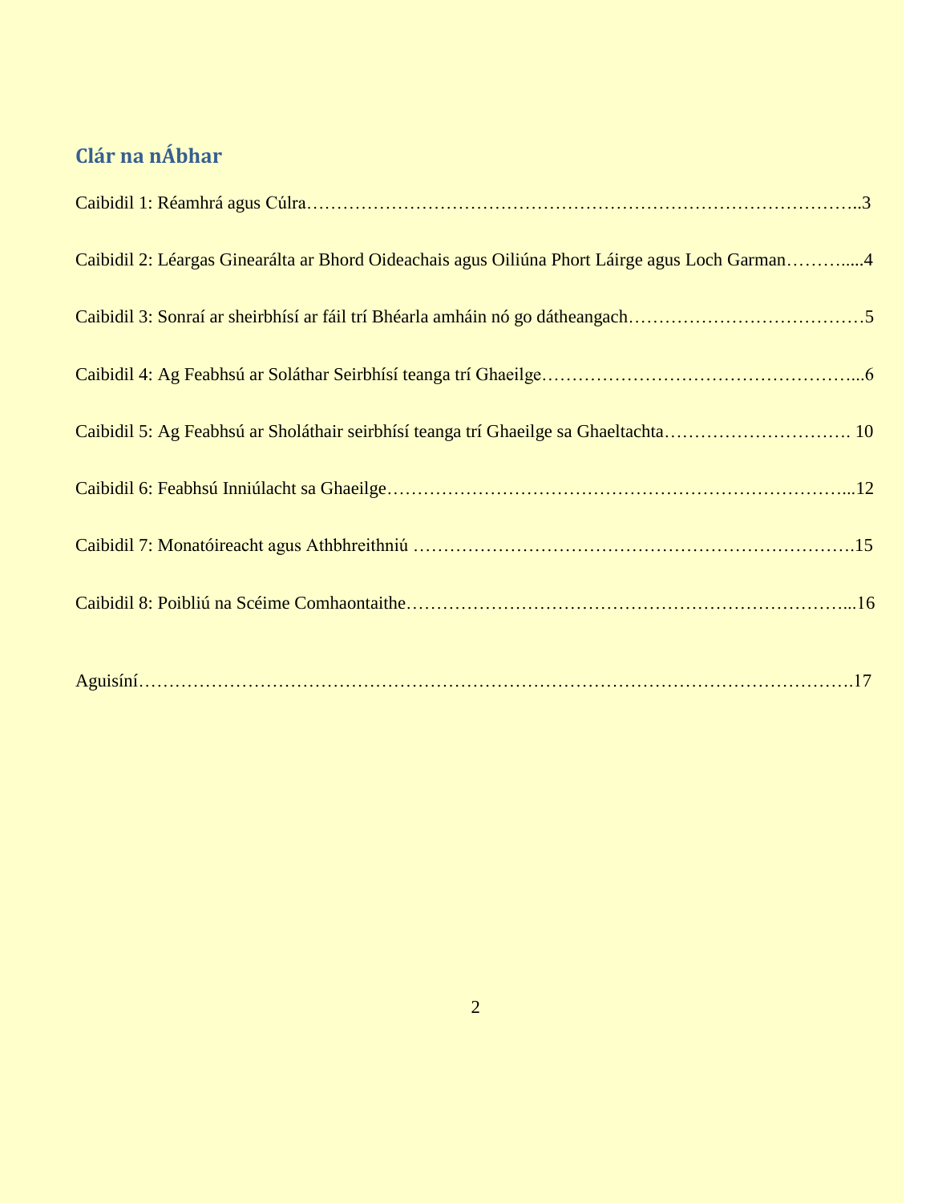## Clár na nÁbhar

Caibidil 1: Réamhrá agus Cúlra……………………………………………………………………………..3

Caibidil 2: Léargas Ginearálta ar Bhord Oideachais agus Oiliúna Phort Láirge agus Loch Garman………....4

Caibidil 3: Sonraí ar sheirbhísí ar fáil trí Bhéarla amháin nó go dátheangach…………………………………5

Caibidil 4: Ag Feabhsú ar Soláthar Seirbhísí teanga trí Ghaeilge……………………………………………...6

Caibidil 5: Ag Feabhsú ar Sholáthair seirbhísí teanga trí Ghaeilge sa Ghaeltachta…………………………. 10

Caibidil 6: Feabhsú Inniúlacht sa Ghaeilge…………………………………………………………………...12

Caibidil 7: Monatóireacht agus Athbhreithniú ……………………………………………………………….15

Caibidil 8: Poibliú na Scéime Comhaontaithe………………………………………………………………...16

Aguisíní……………………………………………………………………………………………………….17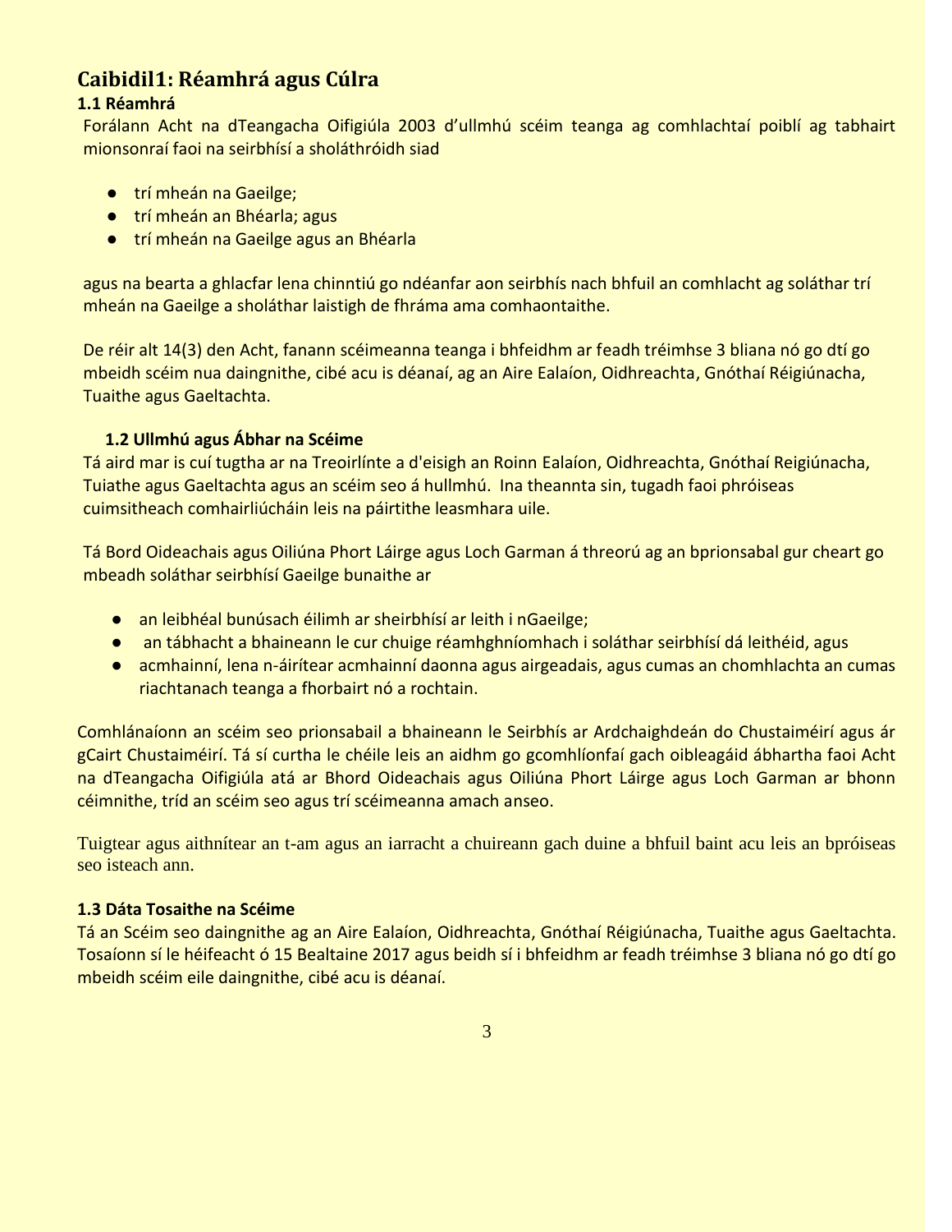# Caibidil1: Réamhrá agus Cúlra

## 1.1 Réamhrá

Forálann Acht na dTeangacha Oifigiúla 2003 d'ullmhú scéim teanga ag comhlachtaí poiblí ag tabhairt mionsonraí faoi na seirbhísí a sholáthróidh siad

- trí mheán na Gaeilge;
- trí mheán an Bhéarla; agus
- trí mheán na Gaeilge agus an Bhéarla

agus na bearta a ghlacfar lena chinntiú go ndéanfar aon seirbhís nach bhfuil an comhlacht ag soláthar trí mheán na Gaeilge a sholáthar laistigh de fhráma ama comhaontaithe.

De réir alt 14(3) den Acht, fanann scéimeanna teanga i bhfeidhm ar feadh tréimhse 3 bliana nó go dtí go mbeidh scéim nua daingnithe, cibé acu is déanaí, ag an Aire Ealaíon, Oidhreachta, Gnóthaí Réigiúnacha, Tuaithe agus Gaeltachta.

## 1.2 Ullmhú agus Ábhar na Scéime

Tá aird mar is cuí tugtha ar na Treoirlínte a d'eisigh an Roinn Ealaíon, Oidhreachta, Gnóthaí Reigiúnacha, Tuiathe agus Gaeltachta agus an scéim seo á hullmhú. Ina theannta sin, tugadh faoi phróiseas cuimsitheach comhairliúcháin leis na páirtithe leasmhara uile.

Tá Bord Oideachais agus Oiliúna Phort Láirge agus Loch Garman á threorú ag an bprionsabal gur cheart go mbeadh soláthar seirbhísí Gaeilge bunaithe ar

- an leibhéal bunúsach éilimh ar sheirbhísí ar leith i nGaeilge;
- an tábhacht a bhaineann le cur chuige réamhghníomhach i soláthar seirbhísí dá leithéid, agus
- acmhainní, lena n-áirítear acmhainní daonna agus airgeadais, agus cumas an chomhlachta an cumas riachtanach teanga a fhorbairt nó a rochtain.

Comhlánaíonn an scéim seo prionsabail a bhaineann le Seirbhís ar Ardchaighdeán do Chustaiméirí agus ár gCairt Chustaiméirí. Tá sí curtha le chéile leis an aidhm go gcomhlíonfaí gach oibleagáid ábhartha faoi Acht na dTeangacha Oifigiúla atá ar Bhord Oideachais agus Oiliúna Phort Láirge agus Loch Garman ar bhonn céimnithe, tríd an scéim seo agus trí scéimeanna amach anseo.

Tuigtear agus aithnítear an t-am agus an iarracht a chuireann gach duine a bhfuil baint acu leis an bpróiseas seo isteach ann.

## 1.3 Dáta Tosaithe na Scéime

Tá an Scéim seo daingnithe ag an Aire Ealaíon, Oidhreachta, Gnóthaí Réigiúnacha, Tuaithe agus Gaeltachta. Tosaíonn sí le héifeacht ó 15 Bealtaine 2017 agus beidh sí i bhfeidhm ar feadh tréimhse 3 bliana nó go dtí go mbeidh scéim eile daingnithe, cibé acu is déanaí.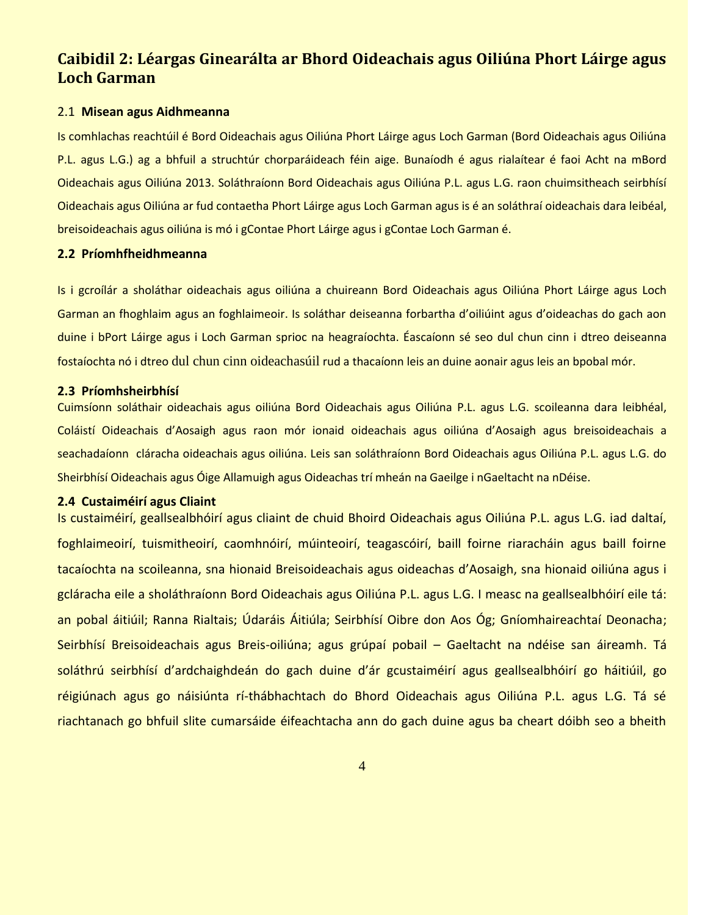## Caibidil 2: Léargas Ginearálta ar Bhord Oideachais agus Oiliúna Phort Láirge agus Loch Garman

### 2.1 Misean agus Aidhmeanna

Is comhlachas reachtúil é Bord Oideachais agus Oiliúna Phort Láirge agus Loch Garman (Bord Oideachais agus Oiliúna P.L. agus L.G.) ag a bhfuil a struchtúr chorparáideach féin aige. Bunaíodh é agus rialaítear é faoi Acht na mBord Oideachais agus Oiliúna 2013. Soláthraíonn Bord Oideachais agus Oiliúna P.L. agus L.G. raon chuimsitheach seirbhísí Oideachais agus Oiliúna ar fud contaetha Phort Láirge agus Loch Garman agus is é an soláthraí oideachais dara leibéal, breisoideachais agus oiliúna is mó i gContae Phort Láirge agus i gContae Loch Garman é.

### 2.2 Príomhfheidhmeanna

Is i gcroílár a sholáthar oideachais agus oiliúna a chuireann Bord Oideachais agus Oiliúna Phort Láirge agus Loch Garman an fhoghlaim agus an foghlaimeoir. Is soláthar deiseanna forbartha d'oiliúint agus d'oideachas do gach aon duine i bPort Láirge agus i Loch Garman sprioc na heagraíochta. Éascaíonn sé seo dul chun cinn i dtreo deiseanna fostaíochta nó i dtreo dul chun cinn oideachasúil rud a thacaíonn leis an duine aonair agus leis an bpobal mór.

### 2.3 Príomhsheirbhísí

Cuimsíonn soláthair oideachais agus oiliúna Bord Oideachais agus Oiliúna P.L. agus L.G. scoileanna dara leibhéal, Coláistí Oideachais d'Aosaigh agus raon mór ionaid oideachais agus oiliúna d'Aosaigh agus breisoideachais a seachadaíonn cláracha oideachais agus oiliúna. Leis san soláthraíonn Bord Oideachais agus Oiliúna P.L. agus L.G. do Sheirbhísí Oideachais agus Óige Allamuigh agus Oideachas trí mheán na Gaeilge i nGaeltacht na nDéise.

### 2.4 Custaiméirí agus Cliaint

Is custaiméirí, geallsealbhóirí agus cliaint de chuid Bhoird Oideachais agus Oiliúna P.L. agus L.G. iad daltaí, foghlaimeoirí, tuismitheoirí, caomhnóirí, múinteoirí, teagascóirí, baill foirne riaracháin agus baill foirne tacaíochta na scoileanna, sna hionaid Breisoideachais agus oideachas d'Aosaigh, sna hionaid oiliúna agus i gcláracha eile a sholáthraíonn Bord Oideachais agus Oiliúna P.L. agus L.G. I measc na geallsealbhóirí eile tá: an pobal áitiúil; Ranna Rialtais; Údaráis Áitiúla; Seirbhísí Oibre don Aos Óg; Gníomhaireachtaí Deonacha; Seirbhísí Breisoideachais agus Breis-oiliúna; agus grúpaí pobail – Gaeltacht na ndéise san áireamh. Tá soláthrú seirbhísí d'ardchaighdeán do gach duine d'ár gcustaiméirí agus geallsealbhóirí go háitiúil, go réigiúnach agus go náisiúnta rí-thábhachtach do Bhord Oideachais agus Oiliúna P.L. agus L.G. Tá sé riachtanach go bhfuil slite cumarsáide éifeachtacha ann do gach duine agus ba cheart dóibh seo a bheith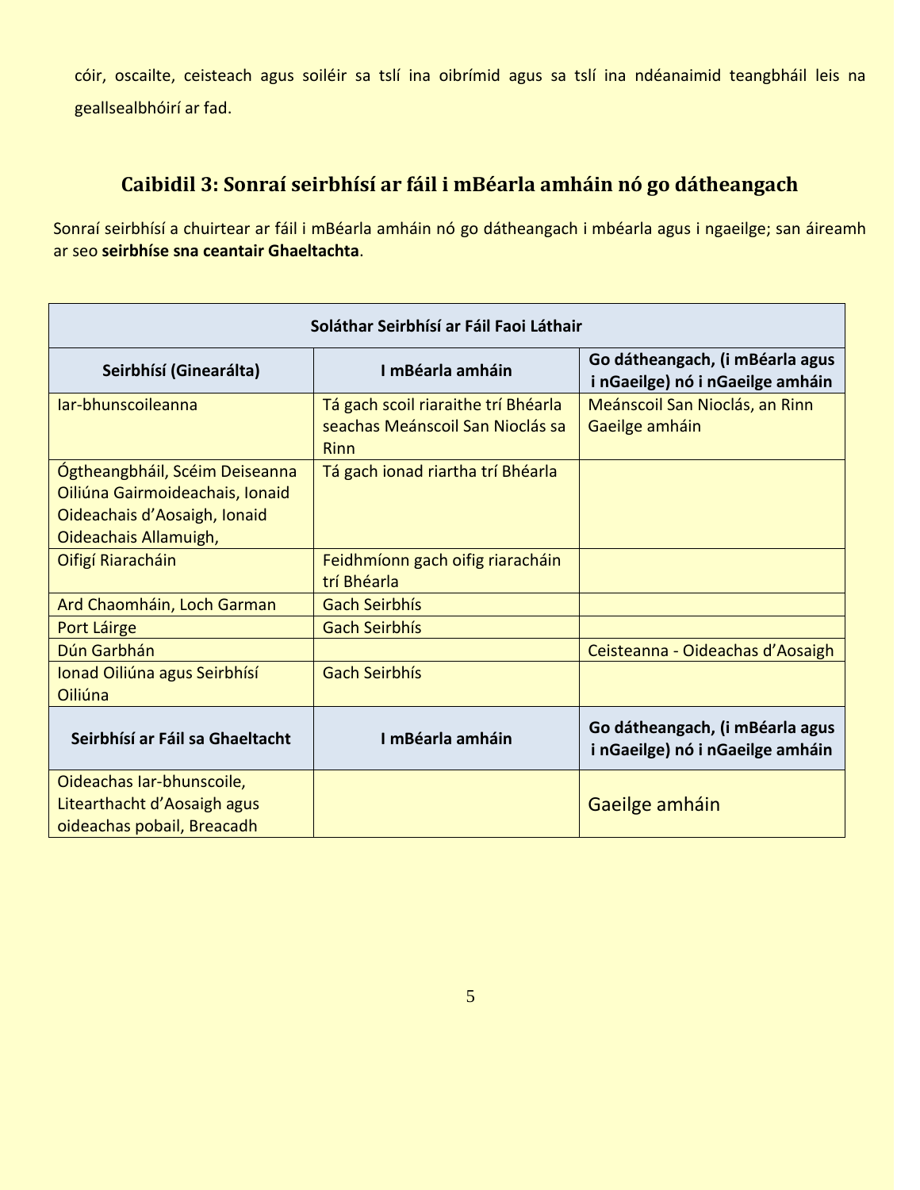cóir, oscailte, ceisteach agus soiléir sa tslí ina oibrímid agus sa tslí ina ndéanaimid teangbháil leis na geallsealbhóirí ar fad.

## Caibidil 3: Sonraí seirbhísí ar fáil i mBéarla amháin nó go dátheangach

Sonraí seirbhísí a chuirtear ar fáil i mBéarla amháin nó go dátheangach i mbéarla agus i ngaeilge; san áireamh ar seo **seirbhíse sna ceantair Ghaeltachta**.

| **Soláthar Seirbhísí ar Fáil Faoi Láthair** | | |
|---|---|---|
| **Seirbhísí (Ginearálta)** | **I mBéarla amháin** | **Go dátheangach, (i mBéarla agus i nGaeilge) nó i nGaeilge amháin** |
| Iar-bhunscoileanna | Tá gach scoil riaraithe trí Bhéarla seachas Meánscoil San Nioclás sa Rinn | Meánscoil San Nioclás, an Rinn Gaeilge amháin |
| Ógtheangbháil, Scéim Deiseanna Oiliúna Gairmoideachais, Ionaid Oideachais d'Aosaigh, Ionaid Oideachais Allamuigh, | Tá gach ionad riartha trí Bhéarla | |
| Oifigí Riaracháin | Feidhmíonn gach oifig riaracháin trí Bhéarla | |
| Ard Chaomháin, Loch Garman | Gach Seirbhís | |
| Port Láirge | Gach Seirbhís | |
| Dún Garbhán | | Ceisteanna - Oideachas d'Aosaigh |
| Ionad Oiliúna agus Seirbhísí Oiliúna | Gach Seirbhís | |
| **Seirbhísí ar Fáil sa Ghaeltacht** | **I mBéarla amháin** | **Go dátheangach, (i mBéarla agus i nGaeilge) nó i nGaeilge amháin** |
| Oideachas Iar-bhunscoile, Litearthacht d'Aosaigh agus oideachas pobail, Breacadh | | Gaeilge amháin |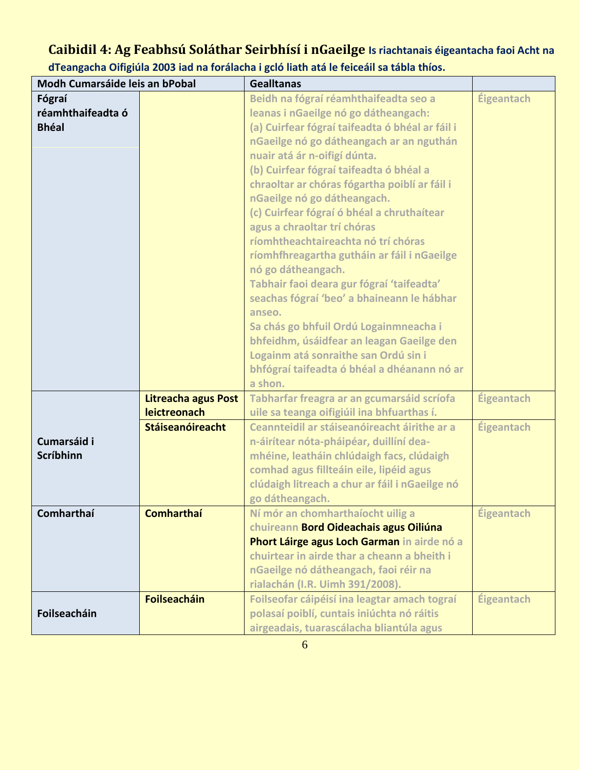## Caibidil 4: Ag Feabhsú Soláthar Seirbhísí i nGaeilge

**Is riachtanais éigeantacha faoi Acht na dTeangacha Oifigiúla 2003 iad na forálacha i gcló liath atá le feiceáil sa tábla thíos.**

| Modh Cumarsáide leis an bPobal | | Gealltanas | |
|---|---|---|---|
| **Fógraí réamhthaifeadta ó Bhéal** | | Beidh na fógraí réamhthaifeadta seo a leanas i nGaeilge nó go dátheangach:<br>(a) Cuirfear fógraí taifeadta ó bhéal ar fáil i nGaeilge nó go dátheangach ar an nguthán nuair atá ár n-oifigí dúnta.<br>(b) Cuirfear fógraí taifeadta ó bhéal a chraoltar ar chóras fógartha poiblí ar fáil i nGaeilge nó go dátheangach.<br>(c) Cuirfear fógraí ó bhéal a chruthaítear agus a chraoltar trí chóras ríomhtheachtaireachta nó trí chóras ríomhfhreagartha gutháin ar fáil i nGaeilge nó go dátheangach.<br>Tabhair faoi deara gur fógraí ‘taifeadta’ seachas fógraí ‘beo’ a bhaineann le hábhar anseo.<br>Sa chás go bhfuil Ordú Logainmneacha i bhfeidhm, úsáidfear an leagan Gaeilge den Logainm atá sonraithe san Ordú sin i bhfógraí taifeadta ó bhéal a dhéanann nó ar a shon. | Éigeantach |
| **Cumarsáid i Scríbhinn** | **Litreacha agus Post leictreonach** | Tabharfar freagra ar an gcumarsáid scríofa uile sa teanga oifigiúil ina bhfuarthas í. | Éigeantach |
| | **Stáiseanóireacht** | Ceannteidil ar stáiseanóireacht áirithe ar a n-áirítear nóta-pháipéar, duillíní dea-mhéine, leatháin chlúdaigh facs, clúdaigh comhad agus fillteáin eile, lipéid agus clúdaigh litreach a chur ar fáil i nGaeilge nó go dátheangach. | Éigeantach |
| **Comharthaí** | **Comharthaí** | Ní mór an chomharthaíocht uilig a chuireann **Bord Oideachais agus Oiliúna Phort Láirge agus Loch Garman** in airde nó a chuirtear in airde thar a cheann a bheith i nGaeilge nó dátheangach, faoi réir na rialachán (I.R. Uimh 391/2008). | Éigeantach |
| **Foilseacháin** | **Foilseacháin** | Foilseofar cáipéisí ina leagtar amach tograí polasaí poiblí, cuntais iniúchta nó ráitis airgeadais, tuarascálacha bliantúla agus | Éigeantach |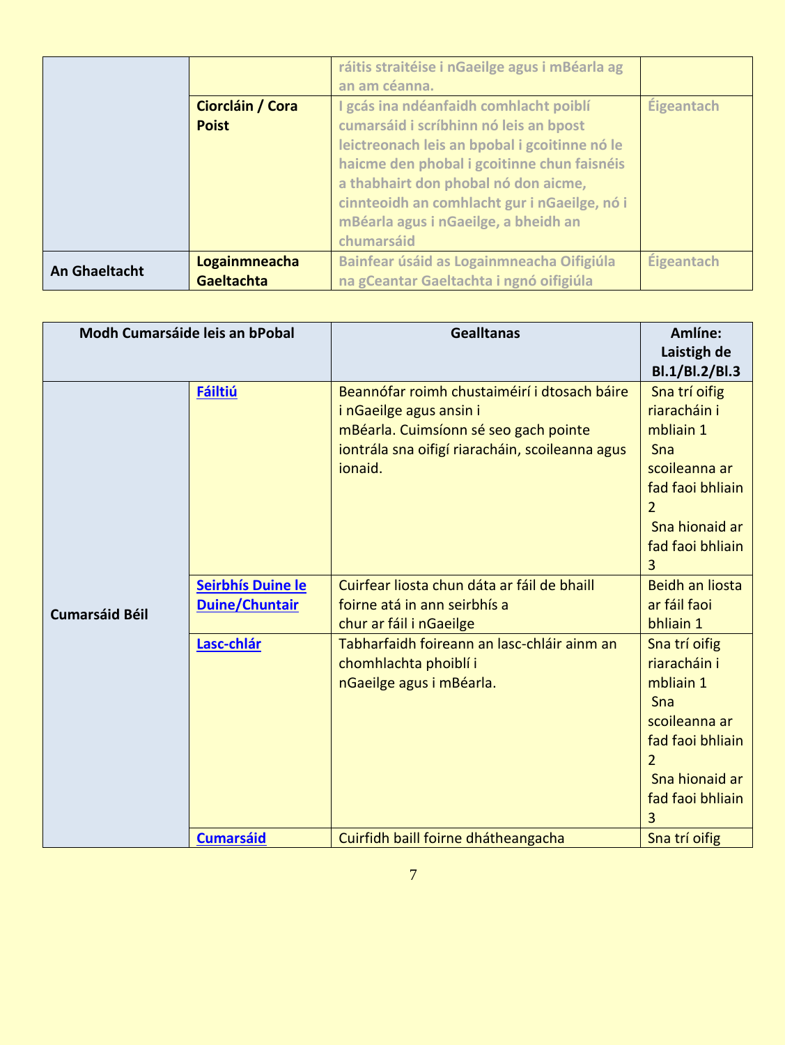| | | | |
|---|---|---|---|
| | | ráitis straitéise i nGaeilge agus i mBéarla ag an am céanna. | |
| | **Ciorcláin / Cora Poist** | I gcás ina ndéanfaidh comhlacht poiblí cumarsáid i scríbhinn nó leis an bpost leictreonach leis an bpobal i gcoitinne nó le haicme den phobal i gcoitinne chun faisnéis a thabhairt don phobal nó don aicme, cinnteoidh an comhlacht gur i nGaeilge, nó i mBéarla agus i nGaeilge, a bheidh an chumarsáid | Éigeantach |
| **An Ghaeltacht** | **Logainmneacha Gaeltachta** | Bainfear úsáid as Logainmneacha Oifigiúla na gCeantar Gaeltachta i ngnó oifigiúla | Éigeantach |

| **Modh Cumarsáide leis an bPobal** | | **Gealltanas** | **Amlíne: Laistigh de Bl.1/Bl.2/Bl.3** |
|---|---|---|---|
| **Cumarsáid Béil** | **Fáiltiú** | Beannófar roimh chustaiméirí i dtosach báire i nGaeilge agus ansin i mBéarla. Cuimsíonn sé seo gach pointe iontrála sna oifigí riaracháin, scoileanna agus ionaid. | Sna trí oifig riaracháin i mbliain 1<br>Sna scoileanna ar fad faoi bhliain 2<br>Sna hionaid ar fad faoi bhliain 3 |
| | **Seirbhís Duine le Duine/Chuntair** | Cuirfear liosta chun dáta ar fáil de bhaill foirne atá in ann seirbhís a chur ar fáil i nGaeilge | Beidh an liosta ar fáil faoi bhliain 1 |
| | **Lasc-chlár** | Tabharfaidh foireann an lasc-chláir ainm an chomhlachta phoiblí i nGaeilge agus i mBéarla. | Sna trí oifig riaracháin i mbliain 1<br>Sna scoileanna ar fad faoi bhliain 2<br>Sna hionaid ar fad faoi bhliain 3 |
| | **Cumarsáid** | Cuirfidh baill foirne dhátheangacha | Sna trí oifig |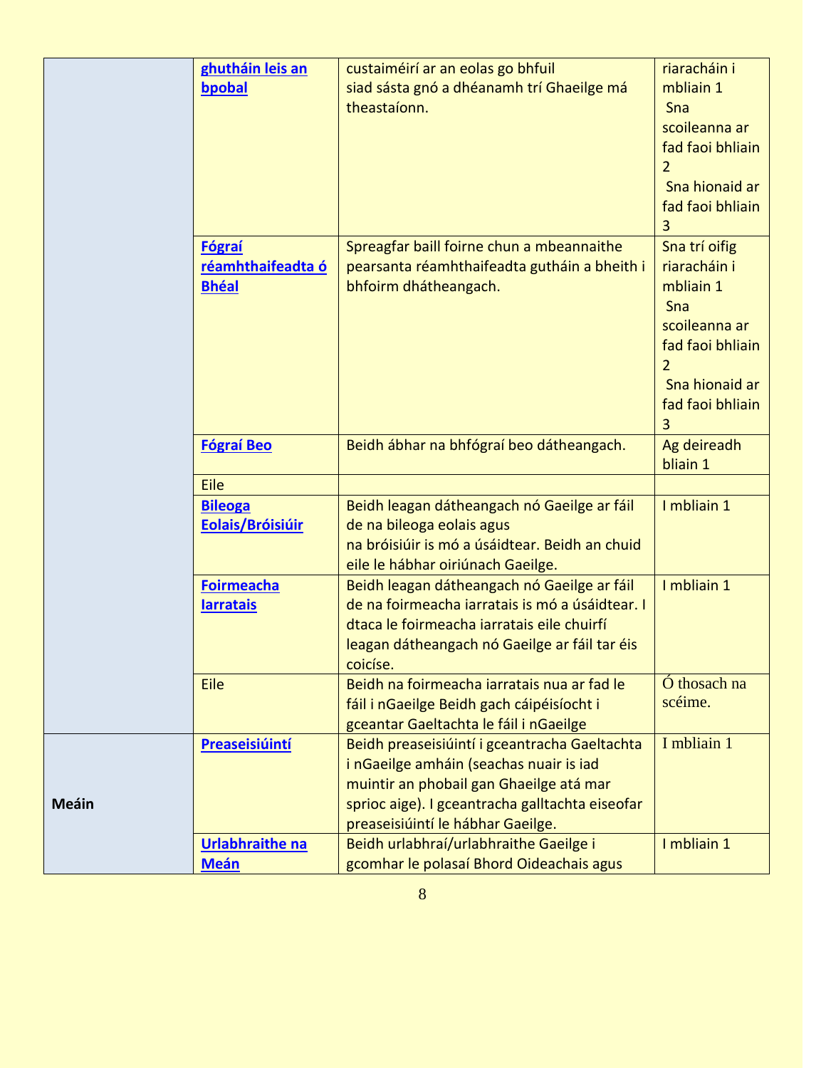| | | | |
|---|---|---|---|
| | **ghutháin leis an bpobal** | custaiméirí ar an eolas go bhfuil siad sásta gnó a dhéanamh trí Ghaeilge má theastaíonn. | riaracháin i mbliain 1 Sna scoileanna ar fad faoi bhliain 2 Sna hionaid ar fad faoi bhliain 3 |
| | **Fógraí réamhthaifeadta ó Bhéal** | Spreagfar baill foirne chun a mbeannaithe pearsanta réamhthaifeadta gutháin a bheith i bhfoirm dhátheangach. | Sna trí oifig riaracháin i mbliain 1 Sna scoileanna ar fad faoi bhliain 2 Sna hionaid ar fad faoi bhliain 3 |
| | **Fógraí Beo** | Beidh ábhar na bhfógraí beo dátheangach. | Ag deireadh bliain 1 |
| | Eile | | |
| | **Bileoga Eolais/Bróisiúir** | Beidh leagan dátheangach nó Gaeilge ar fáil de na bileoga eolais agus na bróisiúir is mó a úsáidtear. Beidh an chuid eile le hábhar oiriúnach Gaeilge. | I mbliain 1 |
| | **Foirmeacha Iarratais** | Beidh leagan dátheangach nó Gaeilge ar fáil de na foirmeacha iarratais is mó a úsáidtear. I dtaca le foirmeacha iarratais eile chuirfí leagan dátheangach nó Gaeilge ar fáil tar éis coicíse. | I mbliain 1 |
| | Eile | Beidh na foirmeacha iarratais nua ar fad le fáil i nGaeilge Beidh gach cáipéisíocht i gceantar Gaeltachta le fáil i nGaeilge | Ó thosach na scéime. |
| **Meáin** | **Preaseisiúintí** | Beidh preaseisiúintí i gceantracha Gaeltachta i nGaeilge amháin (seachas nuair is iad muintir an phobail gan Ghaeilge atá mar sprioc aige). I gceantracha galltachta eiseofar preaseisiúintí le hábhar Gaeilge. | I mbliain 1 |
| | **Urlabhraithe na Meán** | Beidh urlabhraí/urlabhraithe Gaeilge i gcomhar le polasaí Bhord Oideachais agus | I mbliain 1 |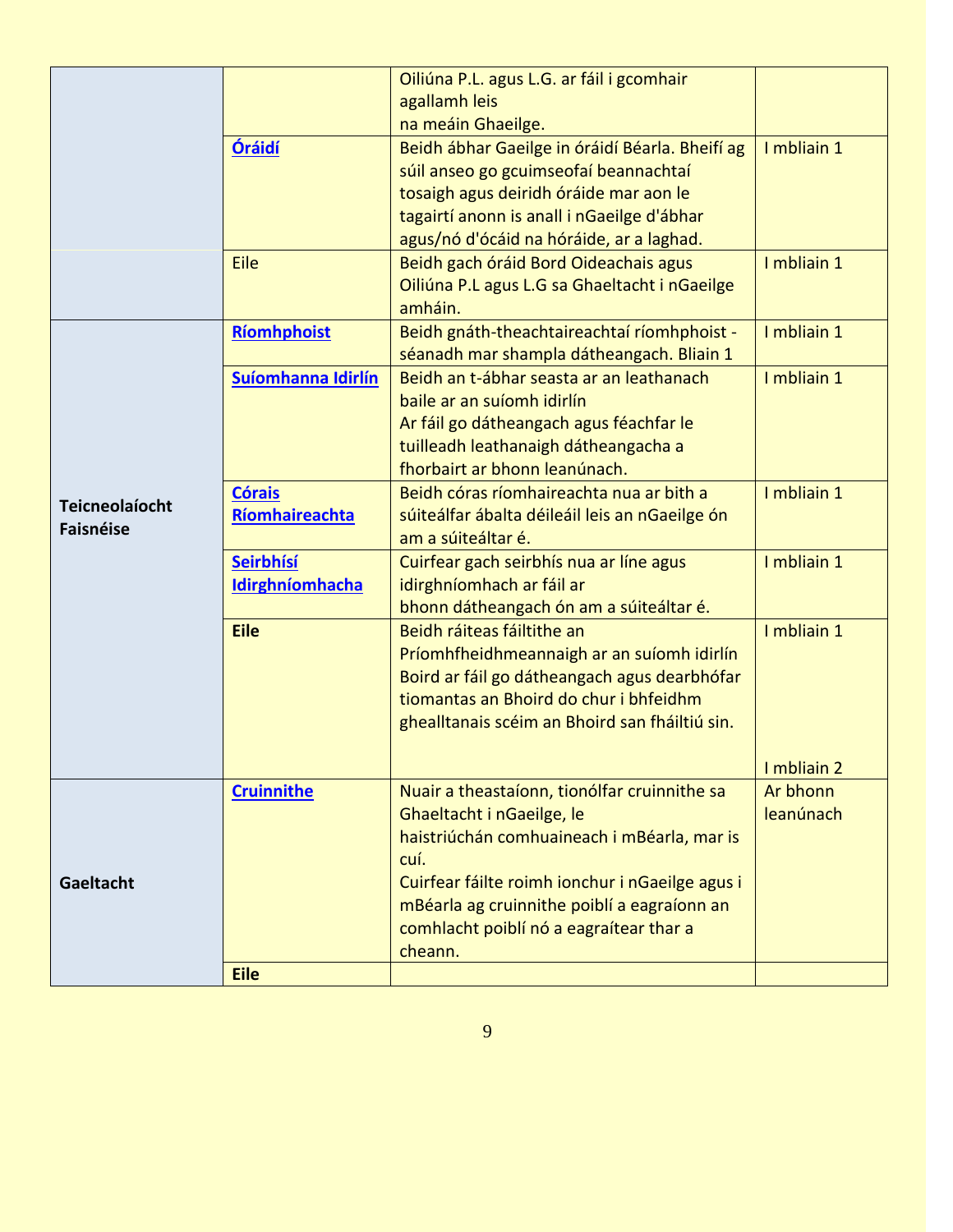| | | | |
|---|---|---|---|
| | | Oiliúna P.L. agus L.G. ar fáil i gcomhair agallamh leis na meáin Ghaeilge. | |
| | **Óráidí** | Beidh ábhar Gaeilge in óráidí Béarla. Bheifí ag súil anseo go gcuimseofaí beannachtaí tosaigh agus deiridh óráide mar aon le tagairtí anonn is anall i nGaeilge d'ábhar agus/nó d'ócáid na hóráide, ar a laghad. | I mbliain 1 |
| | Eile | Beidh gach óráid Bord Oideachais agus Oiliúna P.L agus L.G sa Ghaeltacht i nGaeilge amháin. | I mbliain 1 |
| **Teicneolaíocht Faisnéise** | **Ríomhphoist** | Beidh gnáth-theachtaireachtaí ríomhphoist - séanadh mar shampla dátheangach. Bliain 1 | I mbliain 1 |
| | **Suíomhanna Idirlín** | Beidh an t-ábhar seasta ar an leathanach baile ar an suíomh idirlín Ar fáil go dátheangach agus féachfar le tuilleadh leathanaigh dátheangacha a fhorbairt ar bhonn leanúnach. | I mbliain 1 |
| | **Córais Ríomhaireachta** | Beidh córas ríomhaireachta nua ar bith a súiteálfar ábalta déileáil leis an nGaeilge ón am a súiteáltar é. | I mbliain 1 |
| | **Seirbhísí Idirghníomhacha** | Cuirfear gach seirbhís nua ar líne agus idirghníomhach ar fáil ar bhonn dátheangach ón am a súiteáltar é. | I mbliain 1 |
| | **Eile** | Beidh ráiteas fáiltithe an Príomhfheidhmeannaigh ar an suíomh idirlín Boird ar fáil go dátheangach agus dearbhófar tiomantas an Bhoird do chur i bhfeidhm ghealltanais scéim an Bhoird san fháiltiú sin. | I mbliain 1<br><br>I mbliain 2 |
| **Gaeltacht** | **Cruinnithe** | Nuair a theastaíonn, tionólfar cruinnithe sa Ghaeltacht i nGaeilge, le haistriúchán comhuaineach i mBéarla, mar is cuí. Cuirfear fáilte roimh ionchur i nGaeilge agus i mBéarla ag cruinnithe poiblí a eagraíonn an comhlacht poiblí nó a eagraítear thar a cheann. | Ar bhonn leanúnach |
| | **Eile** | | |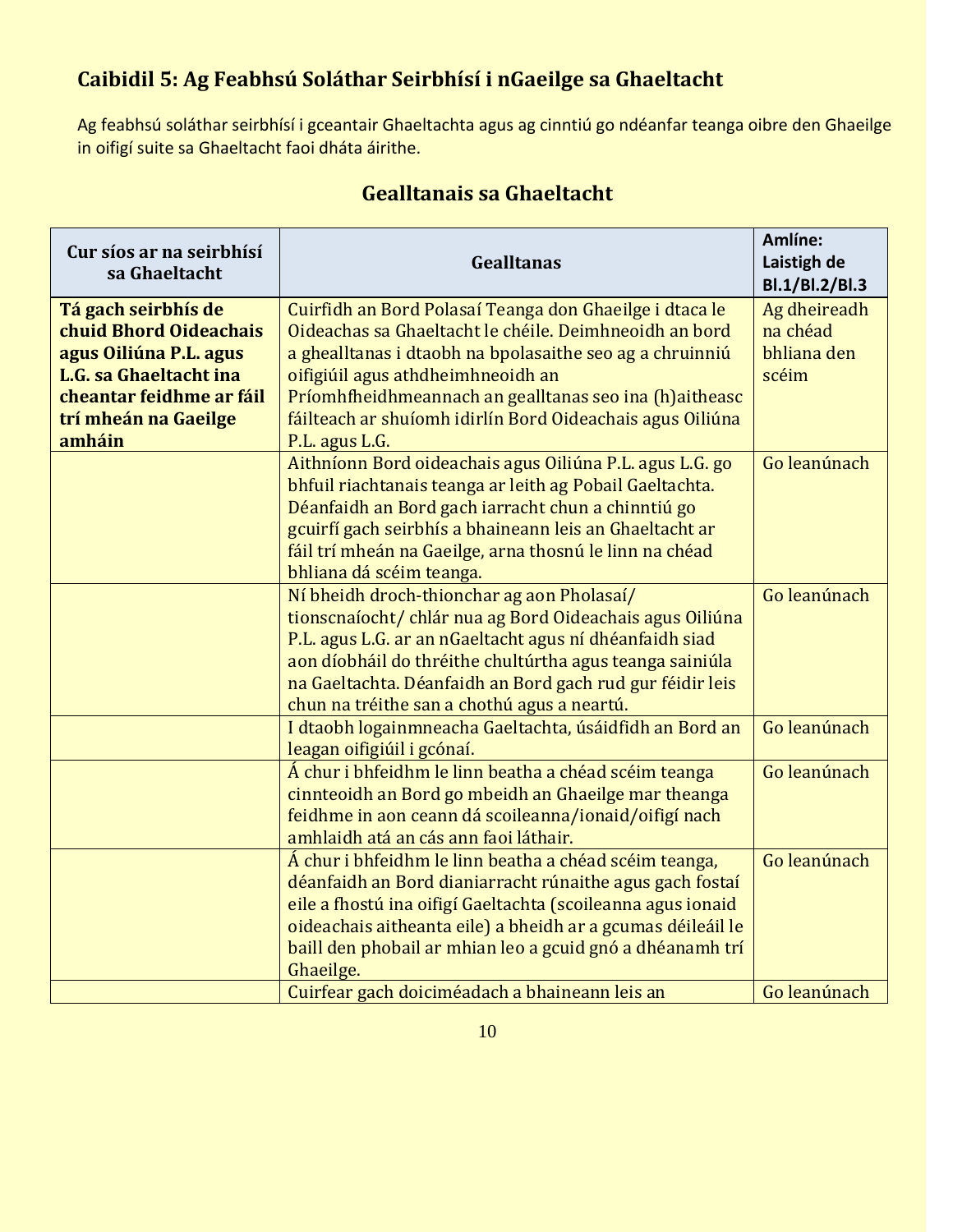## Caibidil 5: Ag Feabhsú Soláthar Seirbhísí i nGaeilge sa Ghaeltacht

Ag feabhsú soláthar seirbhísí i gceantair Ghaeltachta agus ag cinntiú go ndéanfar teanga oibre den Ghaeilge in oifigí suite sa Ghaeltacht faoi dháta áirithe.

### Gealltanais sa Ghaeltacht

| Cur síos ar na seirbhísí sa Ghaeltacht | Gealltanas | Amlíne: Laistigh de Bl.1/Bl.2/Bl.3 |
|---|---|---|
| **Tá gach seirbhís de chuid Bhord Oideachais agus Oiliúna P.L. agus L.G. sa Ghaeltacht ina cheantar feidhme ar fáil trí mheán na Gaeilge amháin** | Cuirfidh an Bord Polasaí Teanga don Ghaeilge i dtaca le Oideachas sa Ghaeltacht le chéile. Deimhneoidh an bord a ghealltanas i dtaobh na bpolasaithe seo ag a chruinniú oifigiúil agus athdheimhneoidh an Príomhfheidhmeannach an gealltanas seo ina (h)aitheasc fáilteach ar shuíomh idirlín Bord Oideachais agus Oiliúna P.L. agus L.G. | Ag dheireadh na chéad bhliana den scéim |
| | Aithníonn Bord oideachais agus Oiliúna P.L. agus L.G. go bhfuil riachtanais teanga ar leith ag Pobail Gaeltachta. Déanfaidh an Bord gach iarracht chun a chinntiú go gcuirfí gach seirbhís a bhaineann leis an Ghaeltacht ar fáil trí mheán na Gaeilge, arna thosnú le linn na chéad bhliana dá scéim teanga. | Go leanúnach |
| | Ní bheidh droch-thionchar ag aon Pholasaí/ tionscnaíocht/ chlár nua ag Bord Oideachais agus Oiliúna P.L. agus L.G. ar an nGaeltacht agus ní dhéanfaidh siad aon díobháil do thréithe chultúrtha agus teanga sainiúla na Gaeltachta. Déanfaidh an Bord gach rud gur féidir leis chun na tréithe san a chothú agus a neartú. | Go leanúnach |
| | I dtaobh logainmneacha Gaeltachta, úsáidfidh an Bord an leagan oifigiúil i gcónaí. | Go leanúnach |
| | Á chur i bhfeidhm le linn beatha a chéad scéim teanga cinnteoidh an Bord go mbeidh an Ghaeilge mar theanga feidhme in aon ceann dá scoileanna/ionaid/oifigí nach amhlaidh atá an cás ann faoi láthair. | Go leanúnach |
| | Á chur i bhfeidhm le linn beatha a chéad scéim teanga, déanfaidh an Bord dianiarracht rúnaithe agus gach fostaí eile a fhostú ina oifigí Gaeltachta (scoileanna agus ionaid oideachais aitheanta eile) a bheidh ar a gcumas déileáil le baill den phobail ar mhian leo a gcuid gnó a dhéanamh trí Ghaeilge. | Go leanúnach |
| | Cuirfear gach doiciméadach a bhaineann leis an | Go leanúnach |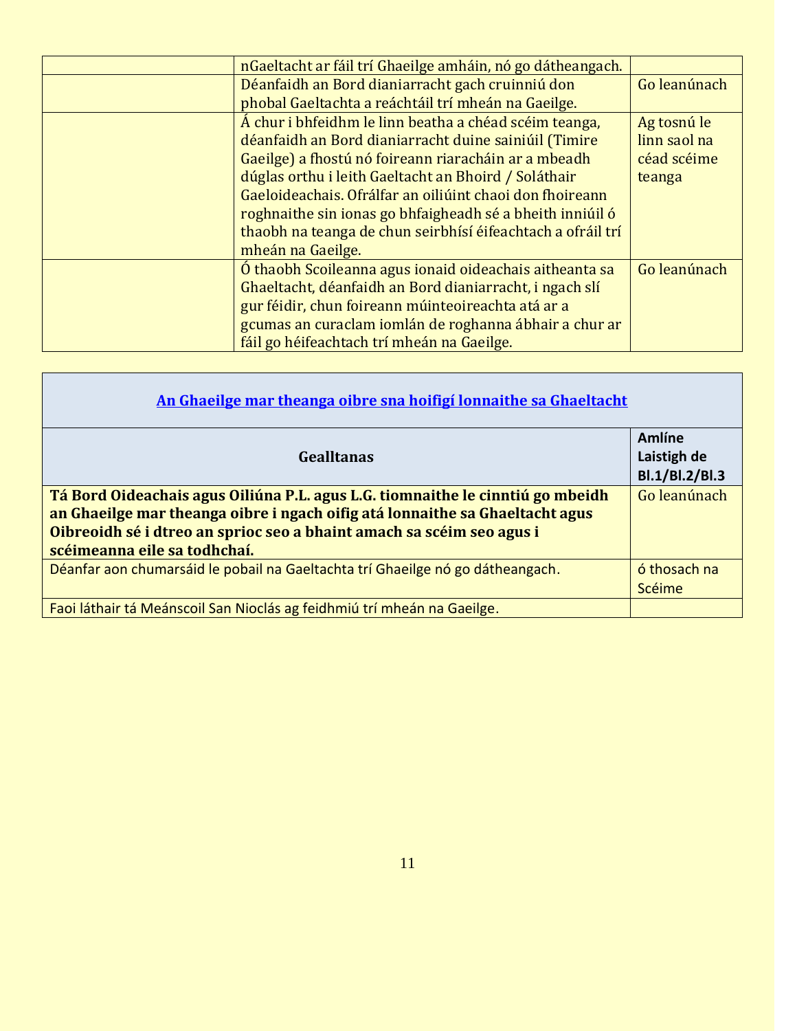| | | |
|---|---|---|
| | nGaeltacht ar fáil trí Ghaeilge amháin, nó go dátheangach. | |
| | Déanfaidh an Bord dianiarracht gach cruinniú don phobal Gaeltachta a reáchtáil trí mheán na Gaeilge. | Go leanúnach |
| | Á chur i bhfeidhm le linn beatha a chéad scéim teanga, déanfaidh an Bord dianiarracht duine sainiúil (Timire Gaeilge) a fhostú nó foireann riaracháin ar a mbeadh dúglas orthu i leith Gaeltacht an Bhoird / Soláthair Gaeloideachais. Ofrálfar an oiliúint chaoi don fhoireann roghnaithe sin ionas go bhfaigheadh sé a bheith inniúil ó thaobh na teanga de chun seirbhísí éifeachtach a ofráil trí mheán na Gaeilge. | Ag tosnú le linn saol na céad scéime teanga |
| | Ó thaobh Scoileanna agus ionaid oideachais aitheanta sa Ghaeltacht, déanfaidh an Bord dianiarracht, i ngach slí gur féidir, chun foireann múinteoireachta atá ar a gcumas an curaclam iomlán de roghanna ábhair a chur ar fáil go héifeachtach trí mheán na Gaeilge. | Go leanúnach |

| An Ghaeilge mar theanga oibre sna hoifigí lonnaithe sa Ghaeltacht | |
|---|---|
| **Gealltanas** | **Amlíne Laistigh de Bl.1/Bl.2/Bl.3** |
| **Tá Bord Oideachais agus Oiliúna P.L. agus L.G. tiomnaithe le cinntiú go mbeidh an Ghaeilge mar theanga oibre i ngach oifig atá lonnaithe sa Ghaeltacht agus Oibreoidh sé i dtreo an sprioc seo a bhaint amach sa scéim seo agus i scéimeanna eile sa todhchaí.** | Go leanúnach |
| Déanfar aon chumarsáid le pobail na Gaeltachta trí Ghaeilge nó go dátheangach. | ó thosach na Scéime |
| Faoi láthair tá Meánscoil San Nioclás ag feidhmiú trí mheán na Gaeilge. | |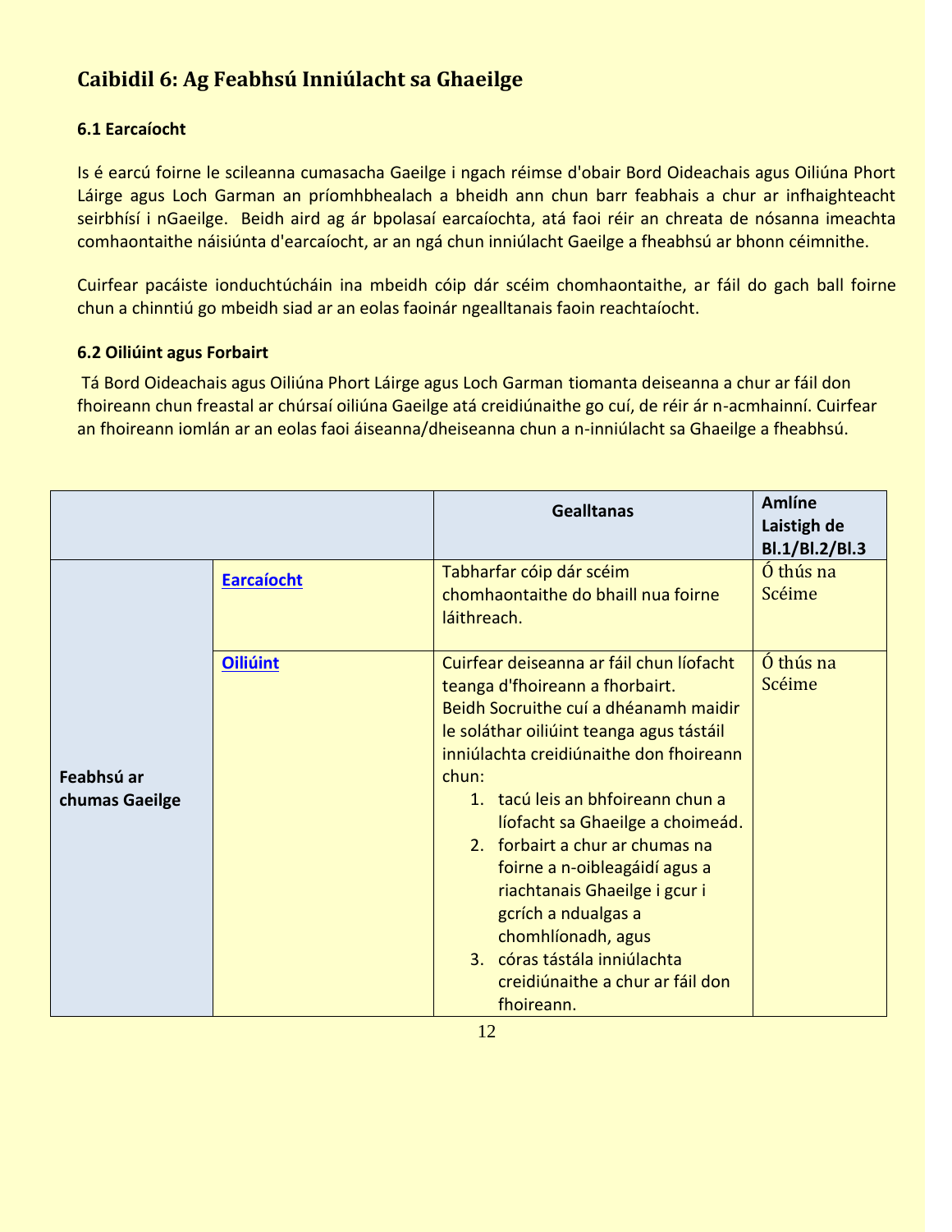## Caibidil 6: Ag Feabhsú Inniúlacht sa Ghaeilge

### 6.1 Earcaíocht

Is é earcú foirne le scileanna cumasacha Gaeilge i ngach réimse d'obair Bord Oideachais agus Oiliúna Phort Láirge agus Loch Garman an príomhbhealach a bheidh ann chun barr feabhais a chur ar infhaighteacht seirbhísí i nGaeilge. Beidh aird ag ár bpolasaí earcaíochta, atá faoi réir an chreata de nósanna imeachta comhaontaithe náisiúnta d'earcaíocht, ar an ngá chun inniúlacht Gaeilge a fheabhsú ar bhonn céimnithe.

Cuirfear pacáiste ionduchtúcháin ina mbeidh cóip dár scéim chomhaontaithe, ar fáil do gach ball foirne chun a chinntiú go mbeidh siad ar an eolas faoinár ngealltanais faoin reachtaíocht.

### 6.2 Oiliúint agus Forbairt

Tá Bord Oideachais agus Oiliúna Phort Láirge agus Loch Garman tiomanta deiseanna a chur ar fáil don fhoireann chun freastal ar chúrsaí oiliúna Gaeilge atá creidiúnaithe go cuí, de réir ár n-acmhainní. Cuirfear an fhoireann iomlán ar an eolas faoi áiseanna/dheiseanna chun a n-inniúlacht sa Ghaeilge a fheabhsú.

| | | Gealltanas | Amlíne Laistigh de Bl.1/Bl.2/Bl.3 |
|---|---|---|---|
| **Feabhsú ar chumas Gaeilge** | **Earcaíocht** | Tabharfar cóip dár scéim chomhaontaithe do bhaill nua foirne láithreach. | Ó thús na Scéime |
| | **Oiliúint** | Cuirfear deiseanna ar fáil chun líofacht teanga d'fhoireann a fhorbairt.<br>Beidh Socruithe cuí a dhéanamh maidir le soláthar oiliúint teanga agus tástáil inniúlachta creidiúnaithe don fhoireann chun:<br>1. tacú leis an bhfoireann chun a líofacht sa Ghaeilge a choimeád.<br>2. forbairt a chur ar chumas na foirne a n-oibleagáidí agus a riachtanais Ghaeilge i gcur i gcrích a ndualgas a chomhlíonadh, agus<br>3. córas tástála inniúlachta creidiúnaithe a chur ar fáil don fhoireann. | Ó thús na Scéime |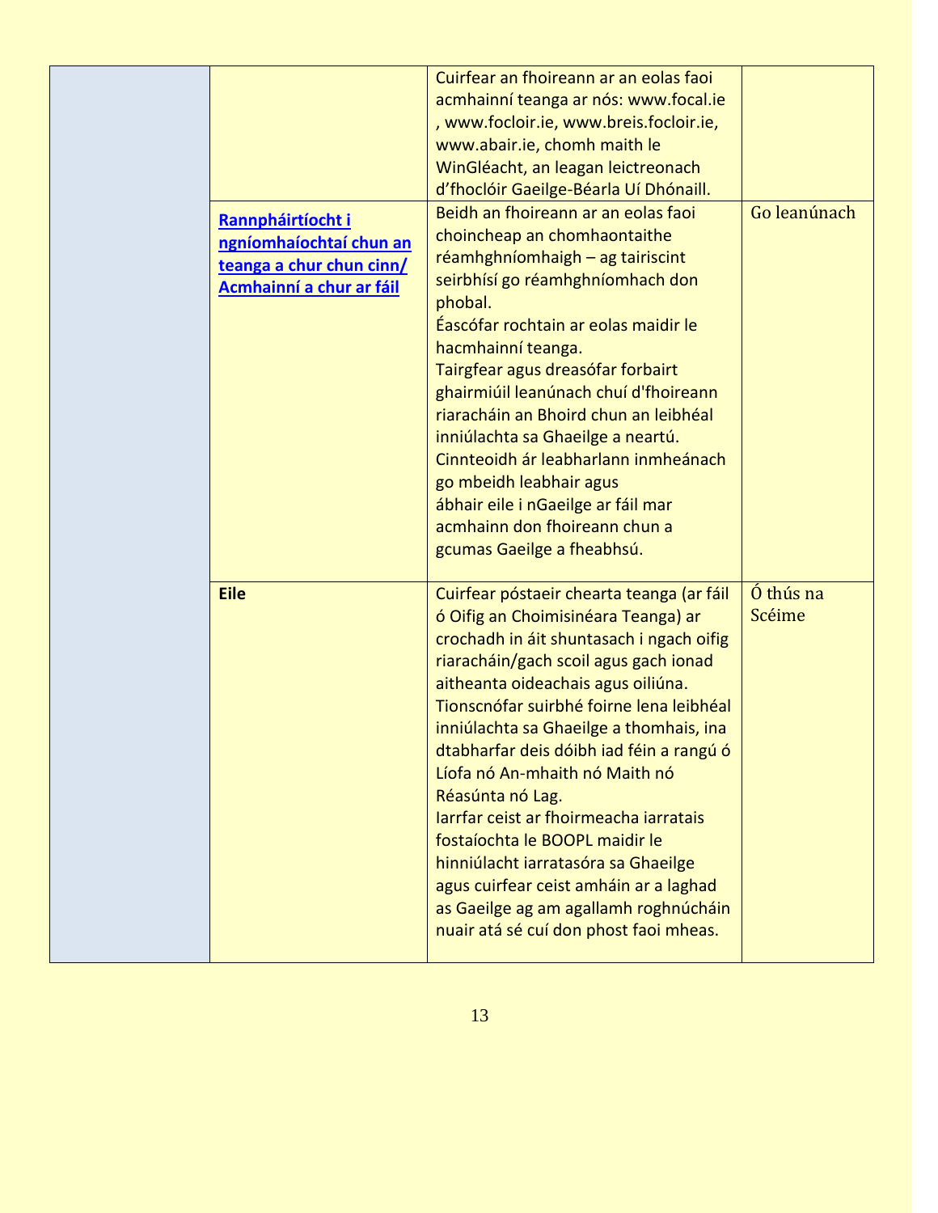| | | | |
|---|---|---|---|
| | | Cuirfear an fhoireann ar an eolas faoi acmhainní teanga ar nós: www.focal.ie , www.focloir.ie, www.breis.focloir.ie, www.abair.ie, chomh maith le WinGléacht, an leagan leictreonach d'fhoclóir Gaeilge-Béarla Uí Dhónaill. | |
| | **Rannpháirtíocht i ngníomhaíochtaí chun an teanga a chur chun cinn/ Acmhainní a chur ar fáil** | Beidh an fhoireann ar an eolas faoi choincheap an chomhaontaithe réamhghníomhaigh – ag tairiscint seirbhísí go réamhghníomhach don phobal.<br>Éascófar rochtain ar eolas maidir le hacmhainní teanga.<br>Tairgfear agus dreasófar forbairt ghairmiúil leanúnach chuí d'fhoireann riaracháin an Bhoird chun an leibhéal inniúlachta sa Ghaeilge a neartú.<br>Cinnteoidh ár leabharlann inmheánach go mbeidh leabhair agus ábhair eile i nGaeilge ar fáil mar acmhainn don fhoireann chun a gcumas Gaeilge a fheabhsú. | Go leanúnach |
| | **Eile** | Cuirfear póstaeir chearta teanga (ar fáil ó Oifig an Choimisinéara Teanga) ar crochadh in áit shuntasach i ngach oifig riaracháin/gach scoil agus gach ionad aitheanta oideachais agus oiliúna.<br>Tionscnófar suirbhé foirne lena leibhéal inniúlachta sa Ghaeilge a thomhais, ina dtabharfar deis dóibh iad féin a rangú ó Líofa nó An-mhaith nó Maith nó Réasúnta nó Lag.<br>Iarrfar ceist ar fhoirmeacha iarratais fostaíochta le BOOPL maidir le hinniúlacht iarratasóra sa Ghaeilge agus cuirfear ceist amháin ar a laghad as Gaeilge ag am agallamh roghnúcháin nuair atá sé cuí don phost faoi mheas. | Ó thús na Scéime |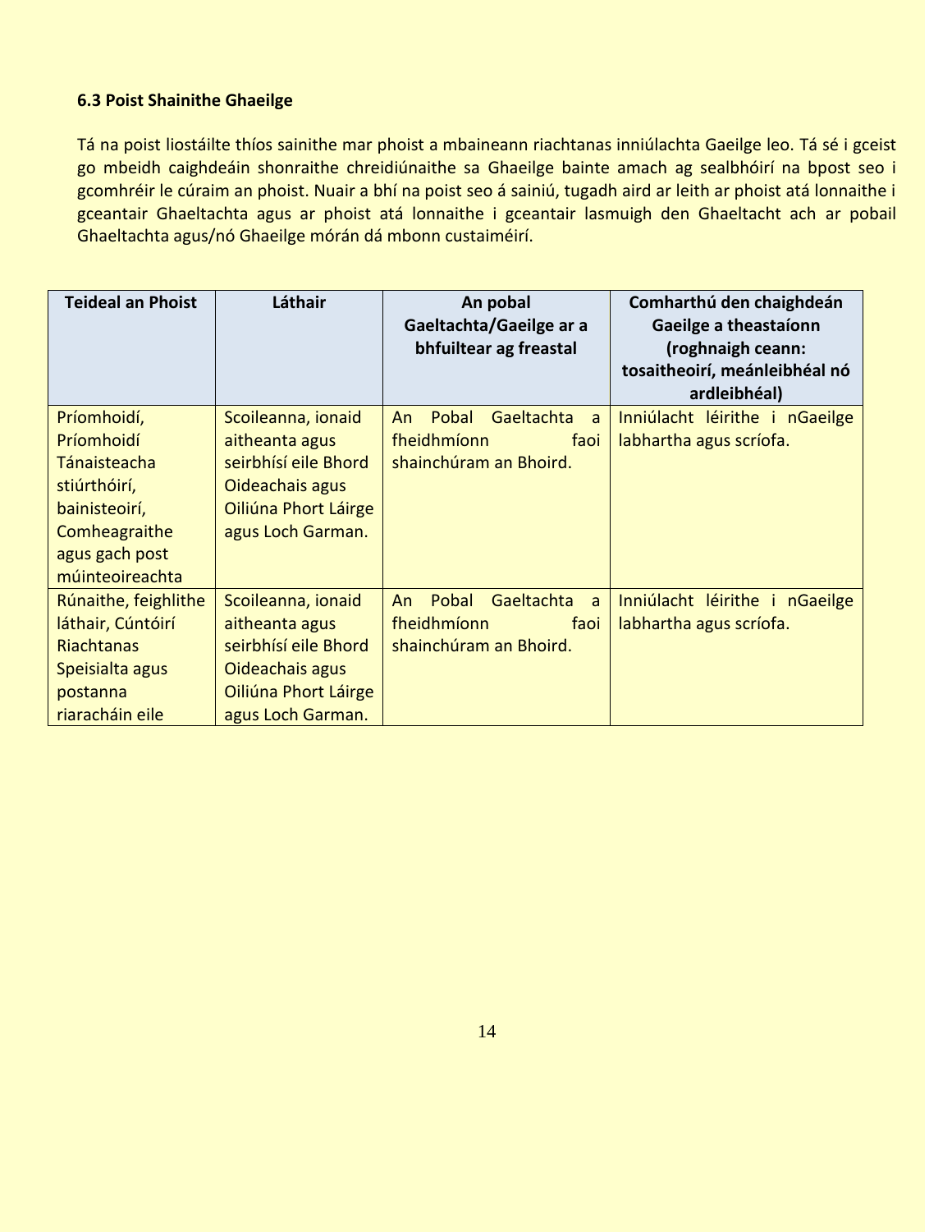**6.3 Poist Shainithe Ghaeilge**

Tá na poist liostáilte thíos sainithe mar phoist a mbaineann riachtanas inniúlachta Gaeilge leo. Tá sé i gceist go mbeidh caighdeáin shonraithe chreidiúnaithe sa Ghaeilge bainte amach ag sealbhóirí na bpost seo i gcomhréir le cúraim an phoist. Nuair a bhí na poist seo á sainiú, tugadh aird ar leith ar phoist atá lonnaithe i gceantair Ghaeltachta agus ar phoist atá lonnaithe i gceantair lasmuigh den Ghaeltacht ach ar pobail Ghaeltachta agus/nó Ghaeilge mórán dá mbonn custaiméirí.

| Teideal an Phoist | Láthair | An pobal Gaeltachta/Gaeilge ar a bhfuiltear ag freastal | Comharthú den chaighdeán Gaeilge a theastaíonn (roghnaigh ceann: tosaitheoirí, meánleibhéal nó ardleibhéal) |
|---|---|---|---|
| Príomhoidí, Príomhoidí Tánaisteacha stiúrthóirí, bainisteoirí, Comheagraithe agus gach post múinteoireachta | Scoileanna, ionaid aitheanta agus seirbhísí eile Bhord Oideachais agus Oiliúna Phort Láirge agus Loch Garman. | An Pobal Gaeltachta a fheidhmíonn faoi shainchúram an Bhoird. | Inniúlacht léirithe i nGaeilge labhartha agus scríofa. |
| Rúnaithe, feighlithe láthair, Cúntóirí Riachtanas Speisialta agus postanna riaracháin eile | Scoileanna, ionaid aitheanta agus seirbhísí eile Bhord Oideachais agus Oiliúna Phort Láirge agus Loch Garman. | An Pobal Gaeltachta a fheidhmíonn faoi shainchúram an Bhoird. | Inniúlacht léirithe i nGaeilge labhartha agus scríofa. |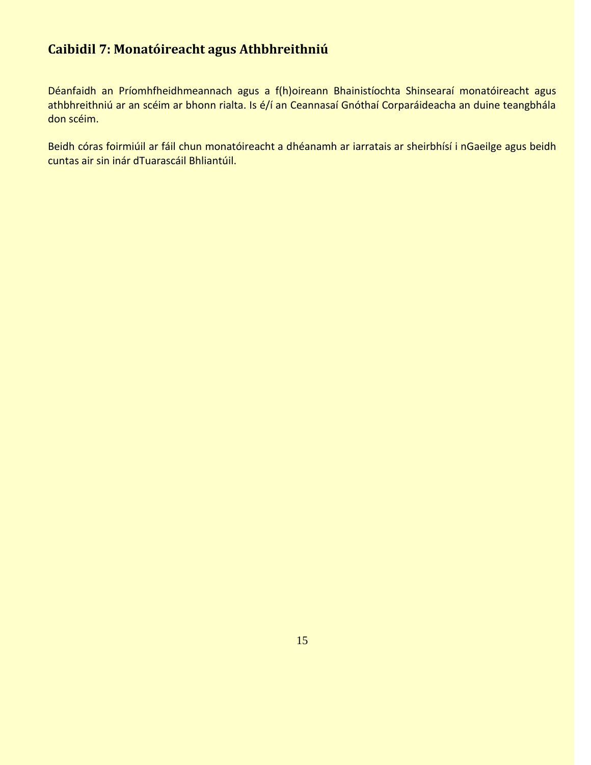## Caibidil 7: Monatóireacht agus Athbhreithniú

Déanfaidh an Príomhfheidhmeannach agus a f(h)oireann Bhainistíochta Shinsearaí monatóireacht agus athbhreithniú ar an scéim ar bhonn rialta. Is é/í an Ceannasaí Gnóthaí Corparáideacha an duine teangbhála don scéim.

Beidh córas foirmiúil ar fáil chun monatóireacht a dhéanamh ar iarratais ar sheirbhísí i nGaeilge agus beidh cuntas air sin inár dTuarascáil Bhliantúil.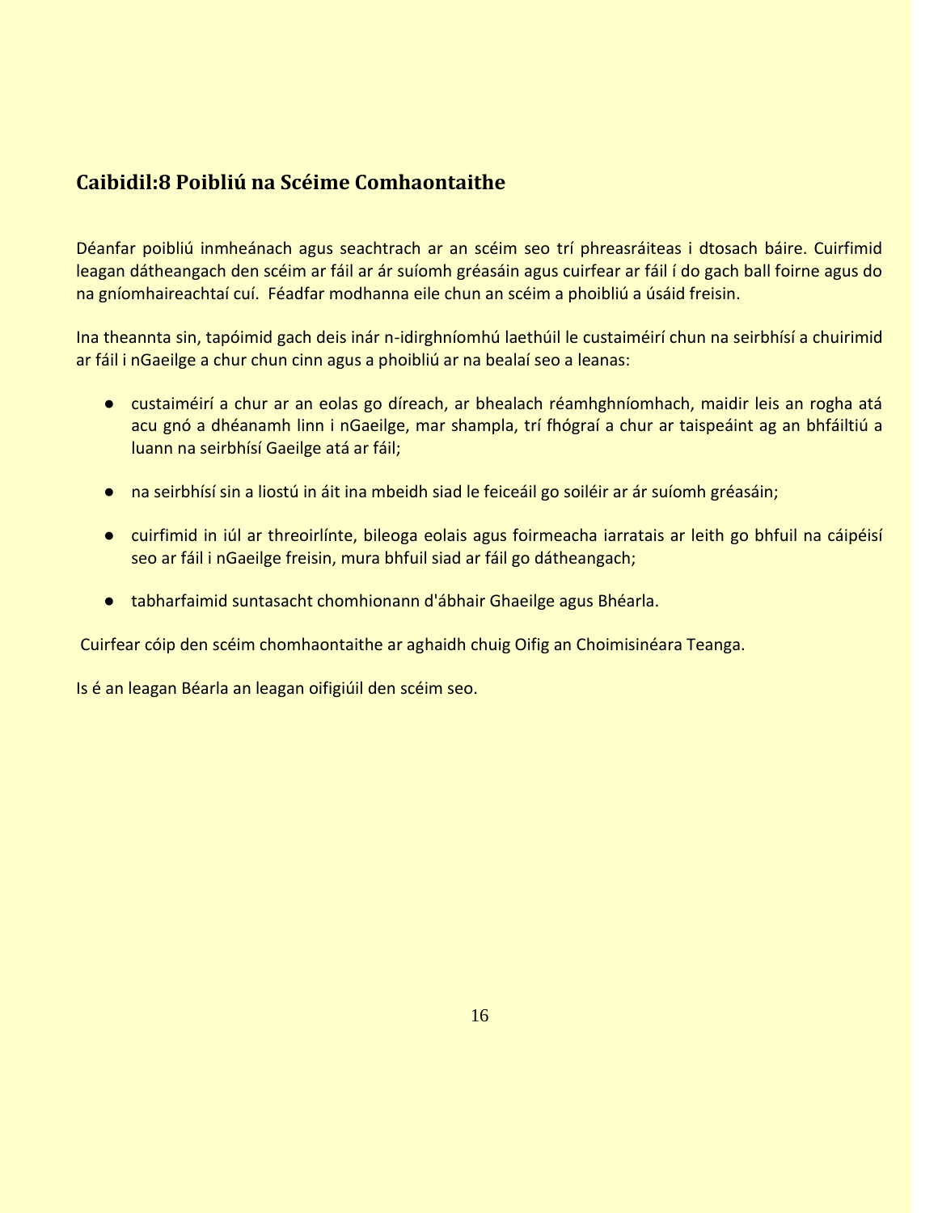## Caibidil:8 Poibliú na Scéime Comhaontaithe

Déanfar poibliú inmheánach agus seachtrach ar an scéim seo trí phreasráiteas i dtosach báire. Cuirfimid leagan dátheangach den scéim ar fáil ar ár suíomh gréasáin agus cuirfear ar fáil í do gach ball foirne agus do na gníomhaireachtaí cuí. Féadfar modhanna eile chun an scéim a phoibliú a úsáid freisin.

Ina theannta sin, tapóimid gach deis inár n-idirghníomhú laethúil le custaiméirí chun na seirbhísí a chuirimid ar fáil i nGaeilge a chur chun cinn agus a phoibliú ar na bealaí seo a leanas:

- custaiméirí a chur ar an eolas go díreach, ar bhealach réamhghníomhach, maidir leis an rogha atá acu gnó a dhéanamh linn i nGaeilge, mar shampla, trí fhógraí a chur ar taispeáint ag an bhfáiltiú a luann na seirbhísí Gaeilge atá ar fáil;

- na seirbhísí sin a liostú in áit ina mbeidh siad le feiceáil go soiléir ar ár suíomh gréasáin;

- cuirfimid in iúl ar threoirlínte, bileoga eolais agus foirmeacha iarratais ar leith go bhfuil na cáipéisí seo ar fáil i nGaeilge freisin, mura bhfuil siad ar fáil go dátheangach;

- tabharfaimid suntasacht chomhionann d'ábhair Ghaeilge agus Bhéarla.

Cuirfear cóip den scéim chomhaontaithe ar aghaidh chuig Oifig an Choimisinéara Teanga.

Is é an leagan Béarla an leagan oifigiúil den scéim seo.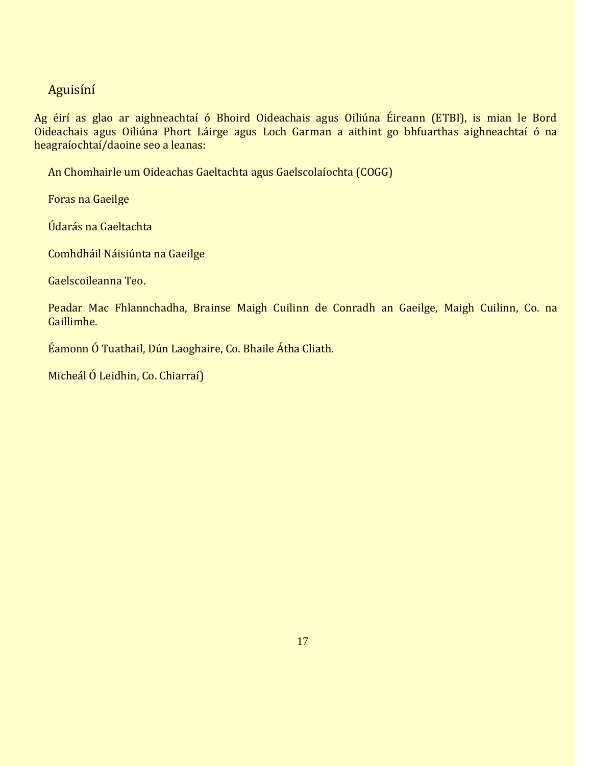## Aguisíní

Ag éirí as glao ar aighneachtaí ó Bhoird Oideachais agus Oiliúna Éireann (ETBI), is mian le Bord Oideachais agus Oiliúna Phort Láirge agus Loch Garman a aithint go bhfuarthas aighneachtaí ó na heagraíochtaí/daoine seo a leanas:

An Chomhairle um Oideachas Gaeltachta agus Gaelscolaíochta (COGG)

Foras na Gaeilge

Údarás na Gaeltachta

Comhdháil Náisiúnta na Gaeilge

Gaelscoileanna Teo.

Peadar Mac Fhlannchadha, Brainse Maigh Cuilinn de Conradh an Gaeilge, Maigh Cuilinn, Co. na Gaillimhe.

Éamonn Ó Tuathail, Dún Laoghaire, Co. Bhaile Átha Cliath.

Micheál Ó Leidhin, Co. Chiarraí)